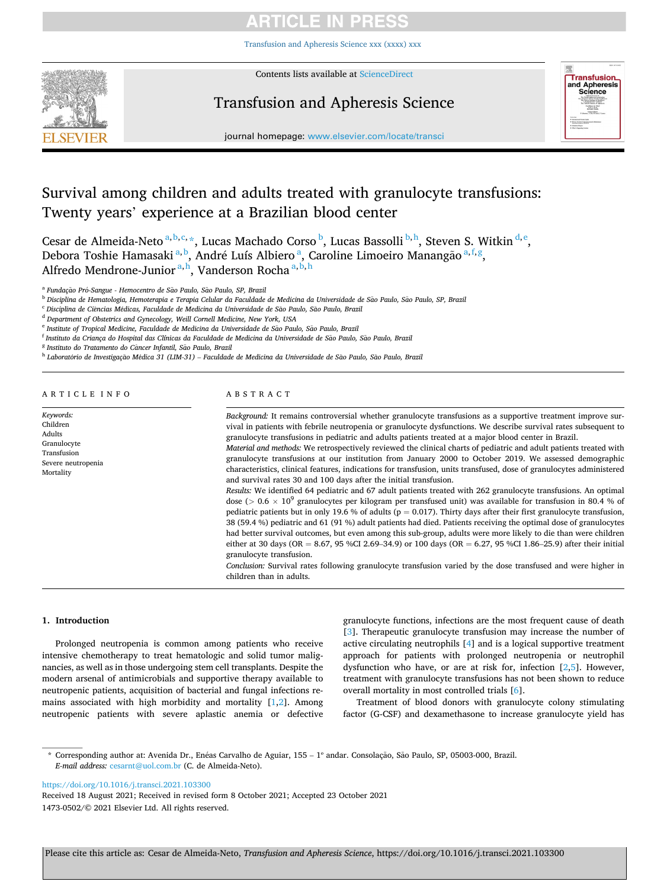# Survival among children and adults treated with granulocyte transfusions: Twenty years' experience at a Brazilian blood center

Cesar de Almeida-Neto [a,b,c,*], Lucas Machado Corso [b], Lucas Bassolli [b,h], Steven S. Witkin [d,e], Debora Toshie Hamasaki [a,b], André Luís Albiero [a], Caroline Limoeiro Manangão [a,f,g], Alfredo Mendrone-Junior [a,h], Vanderson Rocha [a,b,h]

[a] Fundação Pró-Sangue - Hemocentro de São Paulo, São Paulo, SP, Brazil
[b] Disciplina de Hematologia, Hemoterapia e Terapia Celular da Faculdade de Medicina da Universidade de São Paulo, São Paulo, SP, Brazil
[c] Disciplina de Ciências Médicas, Faculdade de Medicina da Universidade de São Paulo, São Paulo, Brazil
[d] Department of Obstetrics and Gynecology, Weill Cornell Medicine, New York, USA
[e] Institute of Tropical Medicine, Faculdade de Medicina da Universidade de São Paulo, São Paulo, Brazil
[f] Instituto da Criança do Hospital das Clínicas da Faculdade de Medicina da Universidade de São Paulo, São Paulo, Brazil
[g] Instituto do Tratamento do Câncer Infantil, São Paulo, Brazil
[h] Laboratório de Investigação Médica 31 (LIM-31) – Faculdade de Medicina da Universidade de São Paulo, São Paulo, Brazil

**ARTICLE INFO**

*Keywords:*
Children
Adults
Granulocyte
Transfusion
Severe neutropenia
Mortality

**ABSTRACT**

*Background:* It remains controversial whether granulocyte transfusions as a supportive treatment improve survival in patients with febrile neutropenia or granulocyte dysfunctions. We describe survival rates subsequent to granulocyte transfusions in pediatric and adults patients treated at a major blood center in Brazil.

*Material and methods:* We retrospectively reviewed the clinical charts of pediatric and adult patients treated with granulocyte transfusions at our institution from January 2000 to October 2019. We assessed demographic characteristics, clinical features, indications for transfusion, units transfused, dose of granulocytes administered and survival rates 30 and 100 days after the initial transfusion.

*Results:* We identified 64 pediatric and 67 adult patients treated with 262 granulocyte transfusions. An optimal dose (> $0.6 \times 10^9$ granulocytes per kilogram per transfused unit) was available for transfusion in 80.4 % of pediatric patients but in only 19.6 % of adults (p = 0.017). Thirty days after their first granulocyte transfusion, 38 (59.4 %) pediatric and 61 (91 %) adult patients had died. Patients receiving the optimal dose of granulocytes had better survival outcomes, but even among this sub-group, adults were more likely to die than were children either at 30 days (OR = 8.67, 95 %CI 2.69–34.9) or 100 days (OR = 6.27, 95 %CI 1.86–25.9) after their initial granulocyte transfusion.

*Conclusion:* Survival rates following granulocyte transfusion varied by the dose transfused and were higher in children than in adults.

## 1. Introduction

Prolonged neutropenia is common among patients who receive intensive chemotherapy to treat hematologic and solid tumor malignancies, as well as in those undergoing stem cell transplants. Despite the modern arsenal of antimicrobials and supportive therapy available to neutropenic patients, acquisition of bacterial and fungal infections remains associated with high morbidity and mortality [1,2]. Among neutropenic patients with severe aplastic anemia or defective granulocyte functions, infections are the most frequent cause of death [3]. Therapeutic granulocyte transfusion may increase the number of active circulating neutrophils [4] and is a logical supportive treatment approach for patients with prolonged neutropenia or neutrophil dysfunction who have, or are at risk for, infection [2,5]. However, treatment with granulocyte transfusions has not been shown to reduce overall mortality in most controlled trials [6].

Treatment of blood donors with granulocyte colony stimulating factor (G-CSF) and dexamethasone to increase granulocyte yield has

---

* Corresponding author at: Avenida Dr., Enéas Carvalho de Aguiar, 155 – 1º andar. Consolação, São Paulo, SP, 05003-000, Brazil.
*E-mail address:* cesarnt@uol.com.br (C. de Almeida-Neto).

https://doi.org/10.1016/j.transci.2021.103300
Received 18 August 2021; Received in revised form 8 October 2021; Accepted 23 October 2021
1473-0502/© 2021 Elsevier Ltd. All rights reserved.

Please cite this article as: Cesar de Almeida-Neto, *Transfusion and Apheresis Science*, https://doi.org/10.1016/j.transci.2021.103300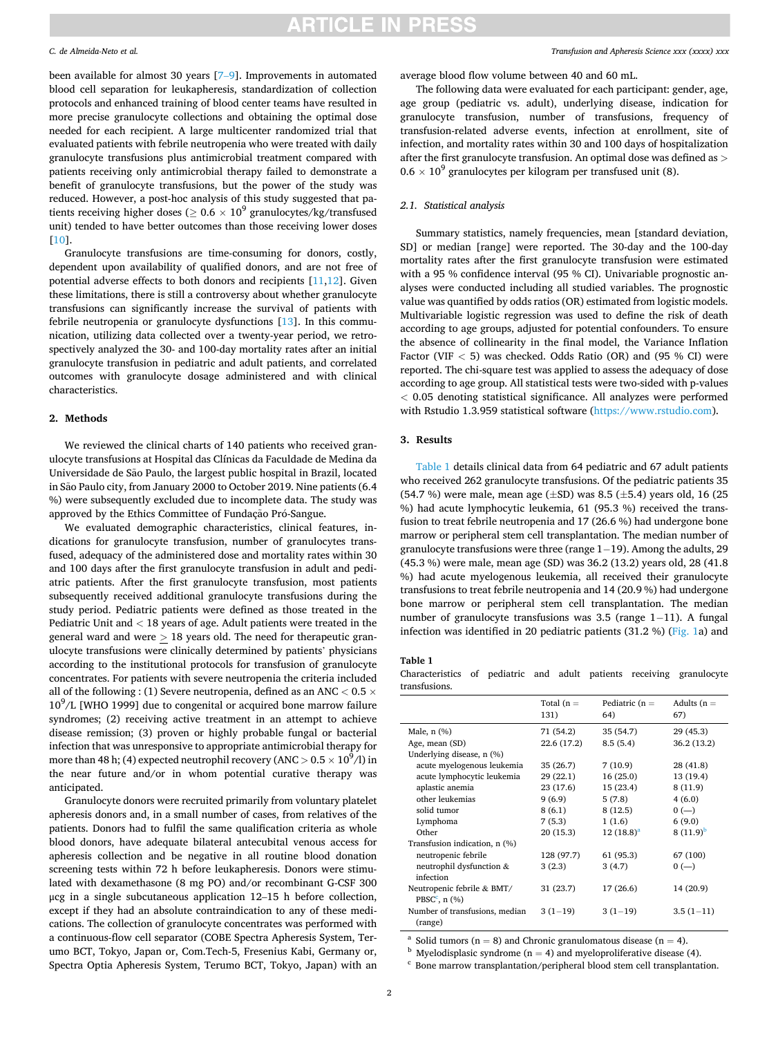been available for almost 30 years [7–9]. Improvements in automated blood cell separation for leukapheresis, standardization of collection protocols and enhanced training of blood center teams have resulted in more precise granulocyte collections and obtaining the optimal dose needed for each recipient. A large multicenter randomized trial that evaluated patients with febrile neutropenia who were treated with daily granulocyte transfusions plus antimicrobial treatment compared with patients receiving only antimicrobial therapy failed to demonstrate a benefit of granulocyte transfusions, but the power of the study was reduced. However, a post-hoc analysis of this study suggested that patients receiving higher doses ($\geq 0.6 \times 10^9$ granulocytes/kg/transfused unit) tended to have better outcomes than those receiving lower doses [10].

Granulocyte transfusions are time-consuming for donors, costly, dependent upon availability of qualified donors, and are not free of potential adverse effects to both donors and recipients [11,12]. Given these limitations, there is still a controversy about whether granulocyte transfusions can significantly increase the survival of patients with febrile neutropenia or granulocyte dysfunctions [13]. In this communication, utilizing data collected over a twenty-year period, we retrospectively analyzed the 30- and 100-day mortality rates after an initial granulocyte transfusion in pediatric and adult patients, and correlated outcomes with granulocyte dosage administered and with clinical characteristics.

## 2. Methods

We reviewed the clinical charts of 140 patients who received granulocyte transfusions at Hospital das Clínicas da Faculdade de Medina da Universidade de São Paulo, the largest public hospital in Brazil, located in São Paulo city, from January 2000 to October 2019. Nine patients (6.4 %) were subsequently excluded due to incomplete data. The study was approved by the Ethics Committee of Fundação Pró-Sangue.

We evaluated demographic characteristics, clinical features, indications for granulocyte transfusion, number of granulocytes transfused, adequacy of the administered dose and mortality rates within 30 and 100 days after the first granulocyte transfusion in adult and pediatric patients. After the first granulocyte transfusion, most patients subsequently received additional granulocyte transfusions during the study period. Pediatric patients were defined as those treated in the Pediatric Unit and < 18 years of age. Adult patients were treated in the general ward and were $\geq$ 18 years old. The need for therapeutic granulocyte transfusions were clinically determined by patients' physicians according to the institutional protocols for transfusion of granulocyte concentrates. For patients with severe neutropenia the criteria included all of the following : (1) Severe neutropenia, defined as an ANC $< 0.5 \times 10^9$/L [WHO 1999] due to congenital or acquired bone marrow failure syndromes; (2) receiving active treatment in an attempt to achieve disease remission; (3) proven or highly probable fungal or bacterial infection that was unresponsive to appropriate antimicrobial therapy for more than 48 h; (4) expected neutrophil recovery (ANC $> 0.5 \times 10^9$/l) in the near future and/or in whom potential curative therapy was anticipated.

Granulocyte donors were recruited primarily from voluntary platelet apheresis donors and, in a small number of cases, from relatives of the patients. Donors had to fulfil the same qualification criteria as whole blood donors, have adequate bilateral antecubital venous access for apheresis collection and be negative in all routine blood donation screening tests within 72 h before leukapheresis. Donors were stimulated with dexamethasone (8 mg PO) and/or recombinant G-CSF 300 μcg in a single subcutaneous application 12–15 h before collection, except if they had an absolute contraindication to any of these medications. The collection of granulocyte concentrates was performed with a continuous-flow cell separator (COBE Spectra Apheresis System, Terumo BCT, Tokyo, Japan or, Com.Tech-5, Fresenius Kabi, Germany or, Spectra Optia Apheresis System, Terumo BCT, Tokyo, Japan) with an average blood flow volume between 40 and 60 mL.

The following data were evaluated for each participant: gender, age, age group (pediatric vs. adult), underlying disease, indication for granulocyte transfusion, number of transfusions, frequency of transfusion-related adverse events, infection at enrollment, site of infection, and mortality rates within 30 and 100 days of hospitalization after the first granulocyte transfusion. An optimal dose was defined as $> 0.6 \times 10^9$ granulocytes per kilogram per transfused unit (8).

### 2.1. Statistical analysis

Summary statistics, namely frequencies, mean [standard deviation, SD] or median [range] were reported. The 30-day and the 100-day mortality rates after the first granulocyte transfusion were estimated with a 95 % confidence interval (95 % CI). Univariable prognostic analyses were conducted including all studied variables. The prognostic value was quantified by odds ratios (OR) estimated from logistic models. Multivariable logistic regression was used to define the risk of death according to age groups, adjusted for potential confounders. To ensure the absence of collinearity in the final model, the Variance Inflation Factor (VIF < 5) was checked. Odds Ratio (OR) and (95 % CI) were reported. The chi-square test was applied to assess the adequacy of dose according to age group. All statistical tests were two-sided with p-values < 0.05 denoting statistical significance. All analyzes were performed with Rstudio 1.3.959 statistical software (https://www.rstudio.com).

## 3. Results

Table 1 details clinical data from 64 pediatric and 67 adult patients who received 262 granulocyte transfusions. Of the pediatric patients 35 (54.7 %) were male, mean age (±SD) was 8.5 (±5.4) years old, 16 (25 %) had acute lymphocytic leukemia, 61 (95.3 %) received the transfusion to treat febrile neutropenia and 17 (26.6 %) had undergone bone marrow or peripheral stem cell transplantation. The median number of granulocyte transfusions were three (range 1−19). Among the adults, 29 (45.3 %) were male, mean age (SD) was 36.2 (13.2) years old, 28 (41.8 %) had acute myelogenous leukemia, all received their granulocyte transfusions to treat febrile neutropenia and 14 (20.9 %) had undergone bone marrow or peripheral stem cell transplantation. The median number of granulocyte transfusions was 3.5 (range 1−11). A fungal infection was identified in 20 pediatric patients (31.2 %) (Fig. 1a) and

**Table 1**
Characteristics of pediatric and adult patients receiving granulocyte transfusions.

| | Total (n = 131) | Pediatric (n = 64) | Adults (n = 67) |
|---|---|---|---|
| Male, n (%) | 71 (54.2) | 35 (54.7) | 29 (45.3) |
| Age, mean (SD) | 22.6 (17.2) | 8.5 (5.4) | 36.2 (13.2) |
| Underlying disease, n (%) | | | |
| acute myelogenous leukemia | 35 (26.7) | 7 (10.9) | 28 (41.8) |
| acute lymphocytic leukemia | 29 (22.1) | 16 (25.0) | 13 (19.4) |
| aplastic anemia | 23 (17.6) | 15 (23.4) | 8 (11.9) |
| other leukemias | 9 (6.9) | 5 (7.8) | 4 (6.0) |
| solid tumor | 8 (6.1) | 8 (12.5) | 0 (—) |
| Lymphoma | 7 (5.3) | 1 (1.6) | 6 (9.0) |
| Other | 20 (15.3) | 12 (18.8)[a] | 8 (11.9)[b] |
| Transfusion indication, n (%) | | | |
| neutropenic febrile | 128 (97.7) | 61 (95.3) | 67 (100) |
| neutrophil dysfunction & infection | 3 (2.3) | 3 (4.7) | 0 (—) |
| Neutropenic febrile & BMT/PBSC[c], n (%) | 31 (23.7) | 17 (26.6) | 14 (20.9) |
| Number of transfusions, median (range) | 3 (1−19) | 3 (1−19) | 3.5 (1−11) |

[a] Solid tumors (n = 8) and Chronic granulomatous disease (n = 4).
[b] Myelodisplasic syndrome (n = 4) and myeloproliferative disease (4).
[c] Bone marrow transplantation/peripheral blood stem cell transplantation.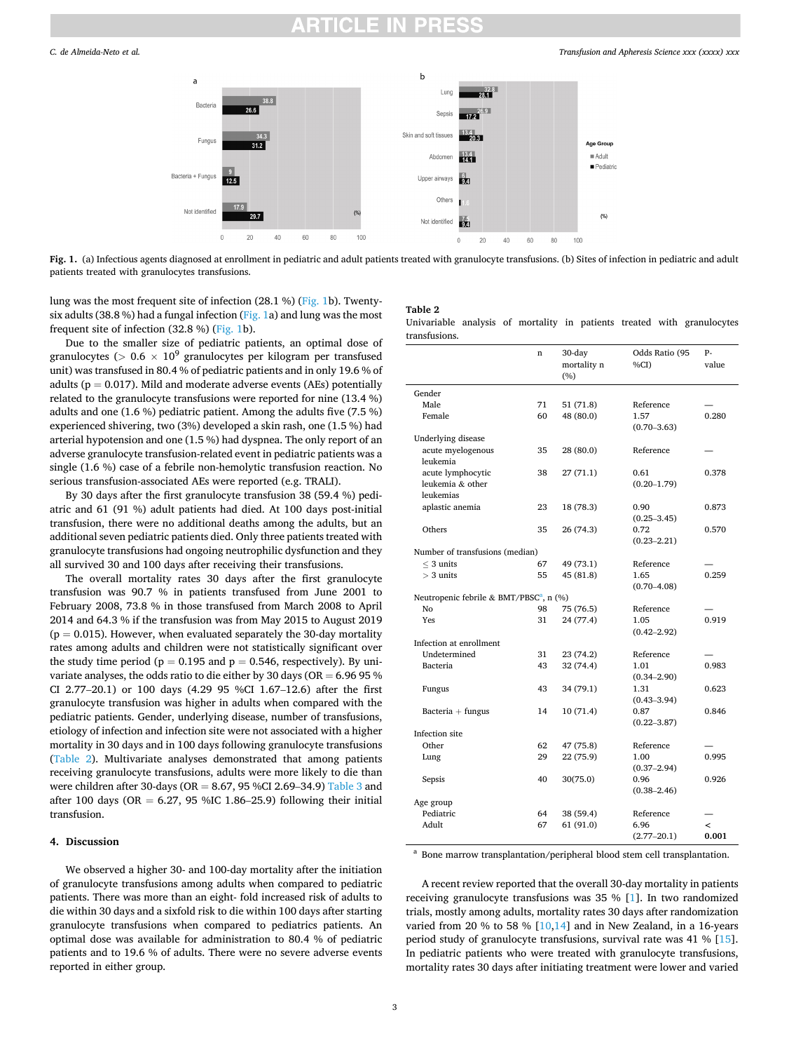Fig. 1. (a) Infectious agents diagnosed at enrollment in pediatric and adult patients treated with granulocyte transfusions. (b) Sites of infection in pediatric and adult patients treated with granulocytes transfusions.

lung was the most frequent site of infection (28.1 %) (Fig. 1b). Twenty-six adults (38.8 %) had a fungal infection (Fig. 1a) and lung was the most frequent site of infection (32.8 %) (Fig. 1b).

Due to the smaller size of pediatric patients, an optimal dose of granulocytes (> 0.6 × $10^9$ granulocytes per kilogram per transfused unit) was transfused in 80.4 % of pediatric patients and in only 19.6 % of adults (p = 0.017). Mild and moderate adverse events (AEs) potentially related to the granulocyte transfusions were reported for nine (13.4 %) adults and one (1.6 %) pediatric patient. Among the adults five (7.5 %) experienced shivering, two (3%) developed a skin rash, one (1.5 %) had arterial hypotension and one (1.5 %) had dyspnea. The only report of an adverse granulocyte transfusion-related event in pediatric patients was a single (1.6 %) case of a febrile non-hemolytic transfusion reaction. No serious transfusion-associated AEs were reported (e.g. TRALI).

By 30 days after the first granulocyte transfusion 38 (59.4 %) pediatric and 61 (91 %) adult patients had died. At 100 days post-initial transfusion, there were no additional deaths among the adults, but an additional seven pediatric patients died. Only three patients treated with granulocyte transfusions had ongoing neutrophilic dysfunction and they all survived 30 and 100 days after receiving their transfusions.

The overall mortality rates 30 days after the first granulocyte transfusion was 90.7 % in patients transfused from June 2001 to February 2008, 73.8 % in those transfused from March 2008 to April 2014 and 64.3 % if the transfusion was from May 2015 to August 2019 (p = 0.015). However, when evaluated separately the 30-day mortality rates among adults and children were not statistically significant over the study time period (p = 0.195 and p = 0.546, respectively). By univariate analyses, the odds ratio to die either by 30 days (OR = 6.96 95 % CI 2.77–20.1) or 100 days (4.29 95 %CI 1.67–12.6) after the first granulocyte transfusion was higher in adults when compared with the pediatric patients. Gender, underlying disease, number of transfusions, etiology of infection and infection site were not associated with a higher mortality in 30 days and in 100 days following granulocyte transfusions (Table 2). Multivariate analyses demonstrated that among patients receiving granulocyte transfusions, adults were more likely to die than were children after 30-days (OR = 8.67, 95 %CI 2.69–34.9) Table 3 and after 100 days (OR = 6.27, 95 %IC 1.86–25.9) following their initial transfusion.

## 4. Discussion

We observed a higher 30- and 100-day mortality after the initiation of granulocyte transfusions among adults when compared to pediatric patients. There was more than an eight- fold increased risk of adults to die within 30 days and a sixfold risk to die within 100 days after starting granulocyte transfusions when compared to pediatrics patients. An optimal dose was available for administration to 80.4 % of pediatric patients and to 19.6 % of adults. There were no severe adverse events reported in either group.

**Table 2**
Univariable analysis of mortality in patients treated with granulocytes transfusions.

| | n | 30-day mortality n (%) | Odds Ratio (95 %CI) | P-value |
|---|---|---|---|---|
| Gender | | | | |
| Male | 71 | 51 (71.8) | Reference | — |
| Female | 60 | 48 (80.0) | 1.57 (0.70–3.63) | 0.280 |
| Underlying disease | | | | |
| acute myelogenous leukemia | 35 | 28 (80.0) | Reference | — |
| acute lymphocytic leukemia & other leukemias | 38 | 27 (71.1) | 0.61 (0.20–1.79) | 0.378 |
| aplastic anemia | 23 | 18 (78.3) | 0.90 (0.25–3.45) | 0.873 |
| Others | 35 | 26 (74.3) | 0.72 (0.23–2.21) | 0.570 |
| Number of transfusions (median) | | | | |
| ≤ 3 units | 67 | 49 (73.1) | Reference | — |
| > 3 units | 55 | 45 (81.8) | 1.65 (0.70–4.08) | 0.259 |
| Neutropenic febrile & BMT/PBSC[a], n (%) | | | | |
| No | 98 | 75 (76.5) | Reference | — |
| Yes | 31 | 24 (77.4) | 1.05 (0.42–2.92) | 0.919 |
| Infection at enrollment | | | | |
| Undetermined | 31 | 23 (74.2) | Reference | — |
| Bacteria | 43 | 32 (74.4) | 1.01 (0.34–2.90) | 0.983 |
| Fungus | 43 | 34 (79.1) | 1.31 (0.43–3.94) | 0.623 |
| Bacteria + fungus | 14 | 10 (71.4) | 0.87 (0.22–3.87) | 0.846 |
| Infection site | | | | |
| Other | 62 | 47 (75.8) | Reference | — |
| Lung | 29 | 22 (75.9) | 1.00 (0.37–2.94) | 0.995 |
| Sepsis | 40 | 30(75.0) | 0.96 (0.38–2.46) | 0.926 |
| Age group | | | | |
| Pediatric | 64 | 38 (59.4) | Reference | — |
| Adult | 67 | 61 (91.0) | 6.96 (2.77–20.1) | **< 0.001** |

[a] Bone marrow transplantation/peripheral blood stem cell transplantation.

A recent review reported that the overall 30-day mortality in patients receiving granulocyte transfusions was 35 % [1]. In two randomized trials, mostly among adults, mortality rates 30 days after randomization varied from 20 % to 58 % [10,14] and in New Zealand, in a 16-years period study of granulocyte transfusions, survival rate was 41 % [15]. In pediatric patients who were treated with granulocyte transfusions, mortality rates 30 days after initiating treatment were lower and varied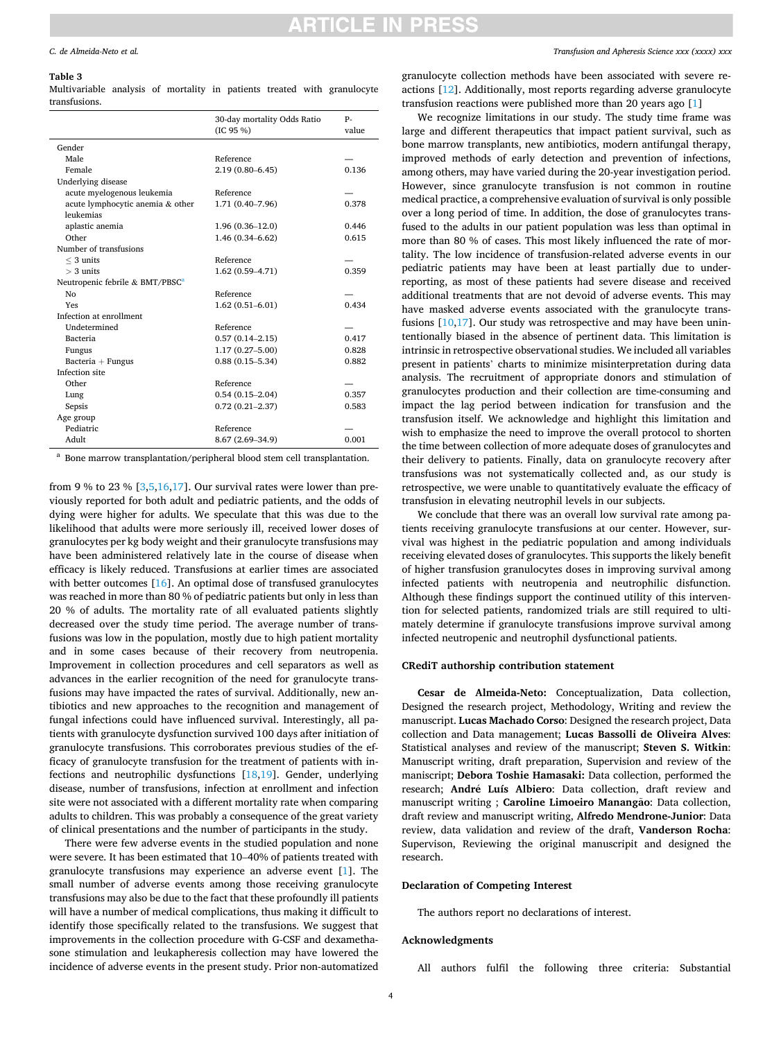**Table 3**
Multivariable analysis of mortality in patients treated with granulocyte transfusions.

| | 30-day mortality Odds Ratio (IC 95 %) | P-value |
|---|---|---|
| Gender | | |
| Male | Reference | — |
| Female | 2.19 (0.80–6.45) | 0.136 |
| Underlying disease | | |
| acute myelogenous leukemia | Reference | — |
| acute lymphocytic anemia & other leukemias | 1.71 (0.40–7.96) | 0.378 |
| aplastic anemia | 1.96 (0.36–12.0) | 0.446 |
| Other | 1.46 (0.34–6.62) | 0.615 |
| Number of transfusions | | |
| ≤ 3 units | Reference | — |
| > 3 units | 1.62 (0.59–4.71) | 0.359 |
| Neutropenic febrile & BMT/PBSC[a] | | |
| No | Reference | — |
| Yes | 1.62 (0.51–6.01) | 0.434 |
| Infection at enrollment | | |
| Undetermined | Reference | — |
| Bacteria | 0.57 (0.14–2.15) | 0.417 |
| Fungus | 1.17 (0.27–5.00) | 0.828 |
| Bacteria + Fungus | 0.88 (0.15–5.34) | 0.882 |
| Infection site | | |
| Other | Reference | — |
| Lung | 0.54 (0.15–2.04) | 0.357 |
| Sepsis | 0.72 (0.21–2.37) | 0.583 |
| Age group | | |
| Pediatric | Reference | — |
| Adult | 8.67 (2.69–34.9) | 0.001 |

[a] Bone marrow transplantation/peripheral blood stem cell transplantation.

from 9 % to 23 % [3,5,16,17]. Our survival rates were lower than previously reported for both adult and pediatric patients, and the odds of dying were higher for adults. We speculate that this was due to the likelihood that adults were more seriously ill, received lower doses of granulocytes per kg body weight and their granulocyte transfusions may have been administered relatively late in the course of disease when efficacy is likely reduced. Transfusions at earlier times are associated with better outcomes [16]. An optimal dose of transfused granulocytes was reached in more than 80 % of pediatric patients but only in less than 20 % of adults. The mortality rate of all evaluated patients slightly decreased over the study time period. The average number of transfusions was low in the population, mostly due to high patient mortality and in some cases because of their recovery from neutropenia. Improvement in collection procedures and cell separators as well as advances in the earlier recognition of the need for granulocyte transfusions may have impacted the rates of survival. Additionally, new antibiotics and new approaches to the recognition and management of fungal infections could have influenced survival. Interestingly, all patients with granulocyte dysfunction survived 100 days after initiation of granulocyte transfusions. This corroborates previous studies of the efficacy of granulocyte transfusion for the treatment of patients with infections and neutrophilic dysfunctions [18,19]. Gender, underlying disease, number of transfusions, infection at enrollment and infection site were not associated with a different mortality rate when comparing adults to children. This was probably a consequence of the great variety of clinical presentations and the number of participants in the study.

There were few adverse events in the studied population and none were severe. It has been estimated that 10–40% of patients treated with granulocyte transfusions may experience an adverse event [1]. The small number of adverse events among those receiving granulocyte transfusions may also be due to the fact that these profoundly ill patients will have a number of medical complications, thus making it difficult to identify those specifically related to the transfusions. We suggest that improvements in the collection procedure with G-CSF and dexamethasone stimulation and leukapheresis collection may have lowered the incidence of adverse events in the present study. Prior non-automatized granulocyte collection methods have been associated with severe reactions [12]. Additionally, most reports regarding adverse granulocyte transfusion reactions were published more than 20 years ago [1]

We recognize limitations in our study. The study time frame was large and different therapeutics that impact patient survival, such as bone marrow transplants, new antibiotics, modern antifungal therapy, improved methods of early detection and prevention of infections, among others, may have varied during the 20-year investigation period. However, since granulocyte transfusion is not common in routine medical practice, a comprehensive evaluation of survival is only possible over a long period of time. In addition, the dose of granulocytes transfused to the adults in our patient population was less than optimal in more than 80 % of cases. This most likely influenced the rate of mortality. The low incidence of transfusion-related adverse events in our pediatric patients may have been at least partially due to under-reporting, as most of these patients had severe disease and received additional treatments that are not devoid of adverse events. This may have masked adverse events associated with the granulocyte transfusions [10,17]. Our study was retrospective and may have been unintentionally biased in the absence of pertinent data. This limitation is intrinsic in retrospective observational studies. We included all variables present in patients' charts to minimize misinterpretation during data analysis. The recruitment of appropriate donors and stimulation of granulocytes production and their collection are time-consuming and impact the lag period between indication for transfusion and the transfusion itself. We acknowledge and highlight this limitation and wish to emphasize the need to improve the overall protocol to shorten the time between collection of more adequate doses of granulocytes and their delivery to patients. Finally, data on granulocyte recovery after transfusions was not systematically collected and, as our study is retrospective, we were unable to quantitatively evaluate the efficacy of transfusion in elevating neutrophil levels in our subjects.

We conclude that there was an overall low survival rate among patients receiving granulocyte transfusions at our center. However, survival was highest in the pediatric population and among individuals receiving elevated doses of granulocytes. This supports the likely benefit of higher transfusion granulocytes doses in improving survival among infected patients with neutropenia and neutrophilic disfunction. Although these findings support the continued utility of this intervention for selected patients, randomized trials are still required to ultimately determine if granulocyte transfusions improve survival among infected neutropenic and neutrophil dysfunctional patients.

## CRediT authorship contribution statement

**Cesar de Almeida-Neto:** Conceptualization, Data collection, Designed the research project, Methodology, Writing and review the manuscript. **Lucas Machado Corso**: Designed the research project, Data collection and Data management; **Lucas Bassolli de Oliveira Alves**: Statistical analyses and review of the manuscript; **Steven S. Witkin**: Manuscript writing, draft preparation, Supervision and review of the maniscript; **Debora Toshie Hamasaki:** Data collection, performed the research; **André Luís Albiero**: Data collection, draft review and manuscript writing ; **Caroline Limoeiro Manangão**: Data collection, draft review and manuscript writing, **Alfredo Mendrone-Junior**: Data review, data validation and review of the draft, **Vanderson Rocha**: Supervison, Reviewing the original manuscripit and designed the research.

## Declaration of Competing Interest

The authors report no declarations of interest.

## Acknowledgments

All authors fulfil the following three criteria: Substantial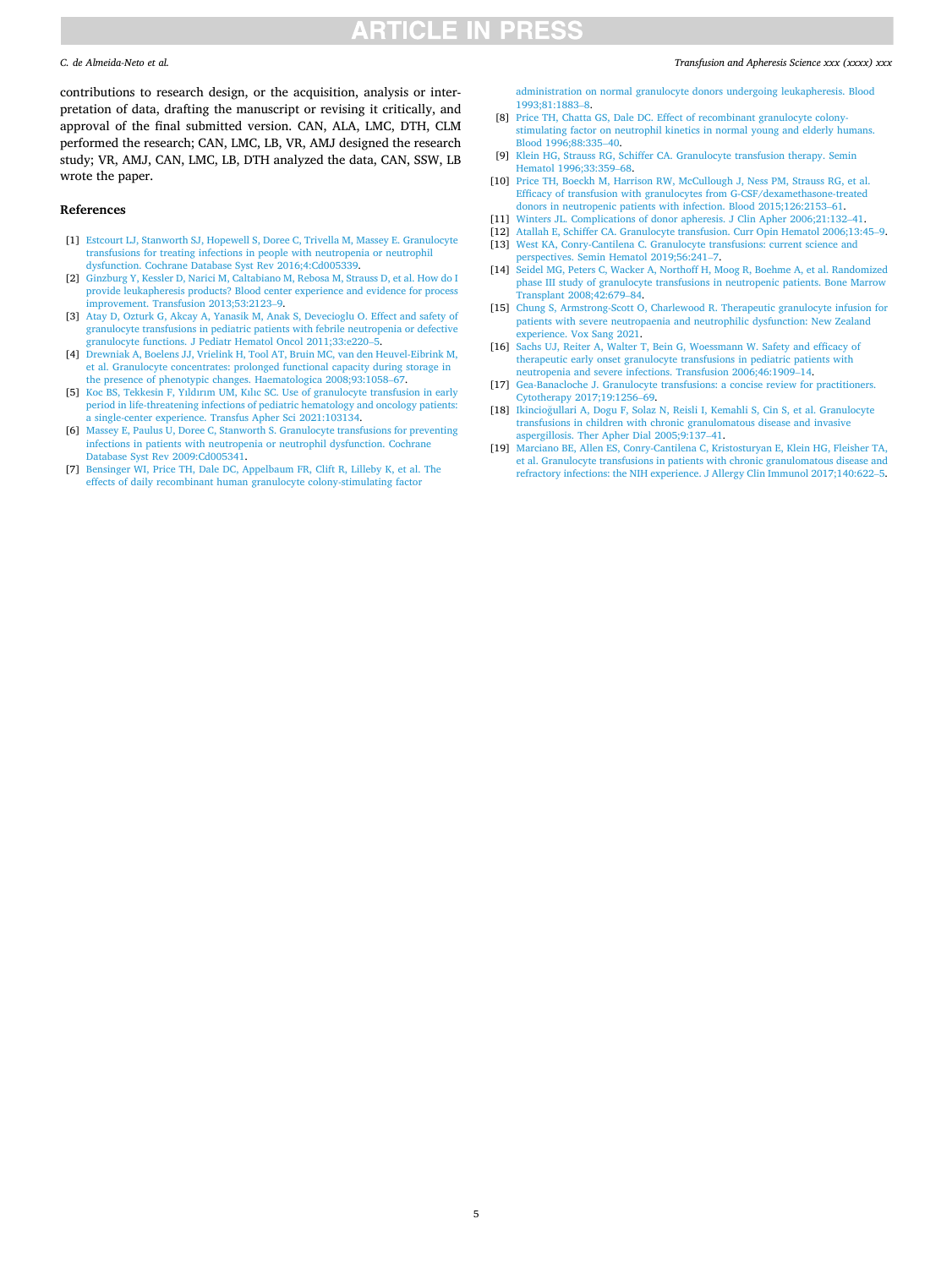contributions to research design, or the acquisition, analysis or interpretation of data, drafting the manuscript or revising it critically, and approval of the final submitted version. CAN, ALA, LMC, DTH, CLM performed the research; CAN, LMC, LB, VR, AMJ designed the research study; VR, AMJ, CAN, LMC, LB, DTH analyzed the data, CAN, SSW, LB wrote the paper.

## References

[1] Estcourt LJ, Stanworth SJ, Hopewell S, Doree C, Trivella M, Massey E. Granulocyte transfusions for treating infections in people with neutropenia or neutrophil dysfunction. Cochrane Database Syst Rev 2016;4:Cd005339.

[2] Ginzburg Y, Kessler D, Narici M, Caltabiano M, Rebosa M, Strauss D, et al. How do I provide leukapheresis products? Blood center experience and evidence for process improvement. Transfusion 2013;53:2123–9.

[3] Atay D, Ozturk G, Akcay A, Yanasik M, Anak S, Devecioglu O. Effect and safety of granulocyte transfusions in pediatric patients with febrile neutropenia or defective granulocyte functions. J Pediatr Hematol Oncol 2011;33:e220–5.

[4] Drewniak A, Boelens JJ, Vrielink H, Tool AT, Bruin MC, van den Heuvel-Eibrink M, et al. Granulocyte concentrates: prolonged functional capacity during storage in the presence of phenotypic changes. Haematologica 2008;93:1058–67.

[5] Koc BS, Tekkesin F, Yıldırım UM, Kılıc SC. Use of granulocyte transfusion in early period in life-threatening infections of pediatric hematology and oncology patients: a single-center experience. Transfus Apher Sci 2021:103134.

[6] Massey E, Paulus U, Doree C, Stanworth S. Granulocyte transfusions for preventing infections in patients with neutropenia or neutrophil dysfunction. Cochrane Database Syst Rev 2009:Cd005341.

[7] Bensinger WI, Price TH, Dale DC, Appelbaum FR, Clift R, Lilleby K, et al. The effects of daily recombinant human granulocyte colony-stimulating factor administration on normal granulocyte donors undergoing leukapheresis. Blood 1993;81:1883–8.

[8] Price TH, Chatta GS, Dale DC. Effect of recombinant granulocyte colony-stimulating factor on neutrophil kinetics in normal young and elderly humans. Blood 1996;88:335–40.

[9] Klein HG, Strauss RG, Schiffer CA. Granulocyte transfusion therapy. Semin Hematol 1996;33:359–68.

[10] Price TH, Boeckh M, Harrison RW, McCullough J, Ness PM, Strauss RG, et al. Efficacy of transfusion with granulocytes from G-CSF/dexamethasone-treated donors in neutropenic patients with infection. Blood 2015;126:2153–61.

[11] Winters JL. Complications of donor apheresis. J Clin Apher 2006;21:132–41.

[12] Atallah E, Schiffer CA. Granulocyte transfusion. Curr Opin Hematol 2006;13:45–9.

[13] West KA, Conry-Cantilena C. Granulocyte transfusions: current science and perspectives. Semin Hematol 2019;56:241–7.

[14] Seidel MG, Peters C, Wacker A, Northoff H, Moog R, Boehme A, et al. Randomized phase III study of granulocyte transfusions in neutropenic patients. Bone Marrow Transplant 2008;42:679–84.

[15] Chung S, Armstrong-Scott O, Charlewood R. Therapeutic granulocyte infusion for patients with severe neutropaenia and neutrophilic dysfunction: New Zealand experience. Vox Sang 2021.

[16] Sachs UJ, Reiter A, Walter T, Bein G, Woessmann W. Safety and efficacy of therapeutic early onset granulocyte transfusions in pediatric patients with neutropenia and severe infections. Transfusion 2006;46:1909–14.

[17] Gea-Banacloche J. Granulocyte transfusions: a concise review for practitioners. Cytotherapy 2017;19:1256–69.

[18] Ikincioğullari A, Dogu F, Solaz N, Reisli I, Kemahli S, Cin S, et al. Granulocyte transfusions in children with chronic granulomatous disease and invasive aspergillosis. Ther Apher Dial 2005;9:137–41.

[19] Marciano BE, Allen ES, Conry-Cantilena C, Kristosturyan E, Klein HG, Fleisher TA, et al. Granulocyte transfusions in patients with chronic granulomatous disease and refractory infections: the NIH experience. J Allergy Clin Immunol 2017;140:622–5.